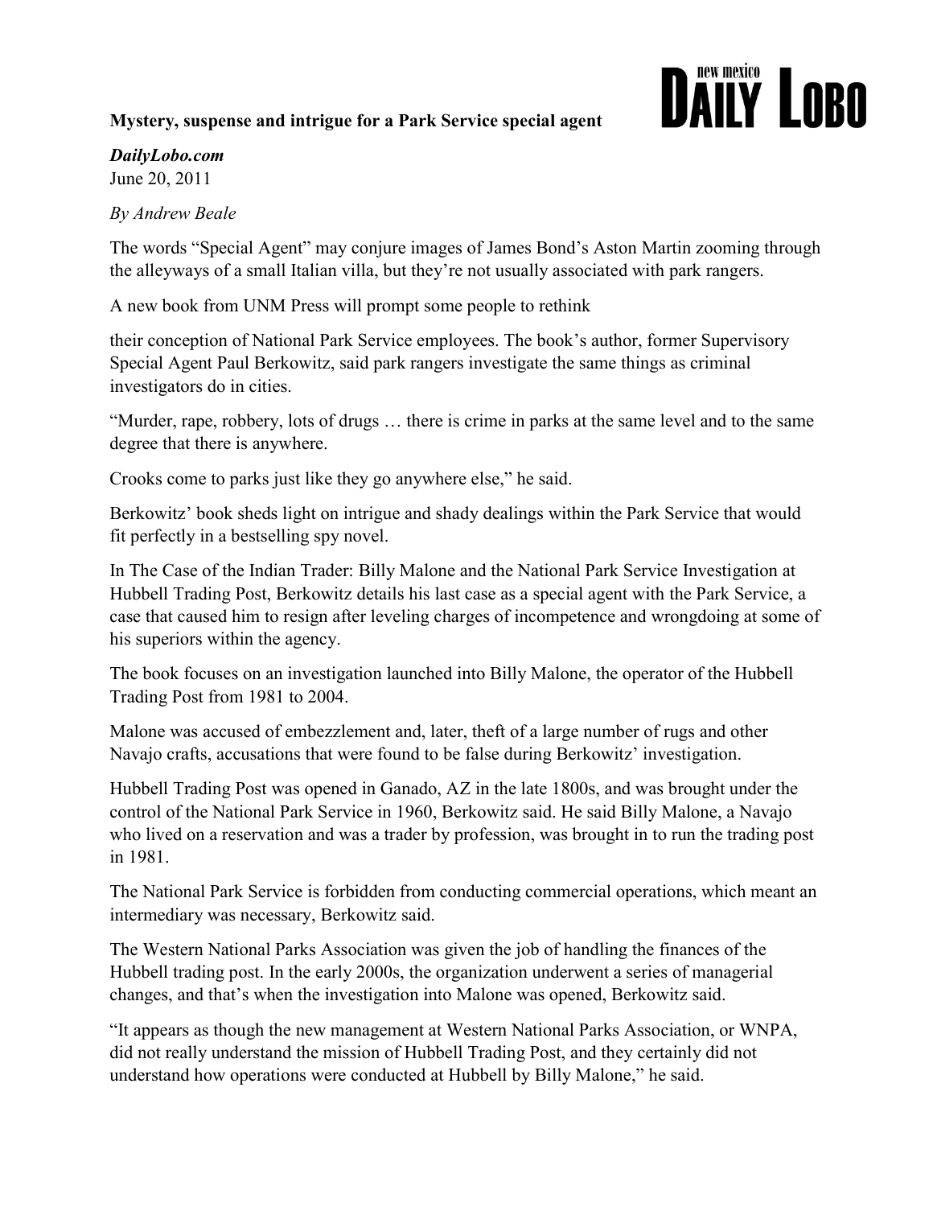**Mystery, suspense and intrigue for a Park Service special agent**

***DailyLobo.com***
June 20, 2011

*By Andrew Beale*

The words "Special Agent" may conjure images of James Bond's Aston Martin zooming through the alleyways of a small Italian villa, but they're not usually associated with park rangers.

A new book from UNM Press will prompt some people to rethink

their conception of National Park Service employees. The book's author, former Supervisory Special Agent Paul Berkowitz, said park rangers investigate the same things as criminal investigators do in cities.

"Murder, rape, robbery, lots of drugs … there is crime in parks at the same level and to the same degree that there is anywhere.

Crooks come to parks just like they go anywhere else," he said.

Berkowitz' book sheds light on intrigue and shady dealings within the Park Service that would fit perfectly in a bestselling spy novel.

In The Case of the Indian Trader: Billy Malone and the National Park Service Investigation at Hubbell Trading Post, Berkowitz details his last case as a special agent with the Park Service, a case that caused him to resign after leveling charges of incompetence and wrongdoing at some of his superiors within the agency.

The book focuses on an investigation launched into Billy Malone, the operator of the Hubbell Trading Post from 1981 to 2004.

Malone was accused of embezzlement and, later, theft of a large number of rugs and other Navajo crafts, accusations that were found to be false during Berkowitz' investigation.

Hubbell Trading Post was opened in Ganado, AZ in the late 1800s, and was brought under the control of the National Park Service in 1960, Berkowitz said. He said Billy Malone, a Navajo who lived on a reservation and was a trader by profession, was brought in to run the trading post in 1981.

The National Park Service is forbidden from conducting commercial operations, which meant an intermediary was necessary, Berkowitz said.

The Western National Parks Association was given the job of handling the finances of the Hubbell trading post. In the early 2000s, the organization underwent a series of managerial changes, and that's when the investigation into Malone was opened, Berkowitz said.

"It appears as though the new management at Western National Parks Association, or WNPA, did not really understand the mission of Hubbell Trading Post, and they certainly did not understand how operations were conducted at Hubbell by Billy Malone," he said.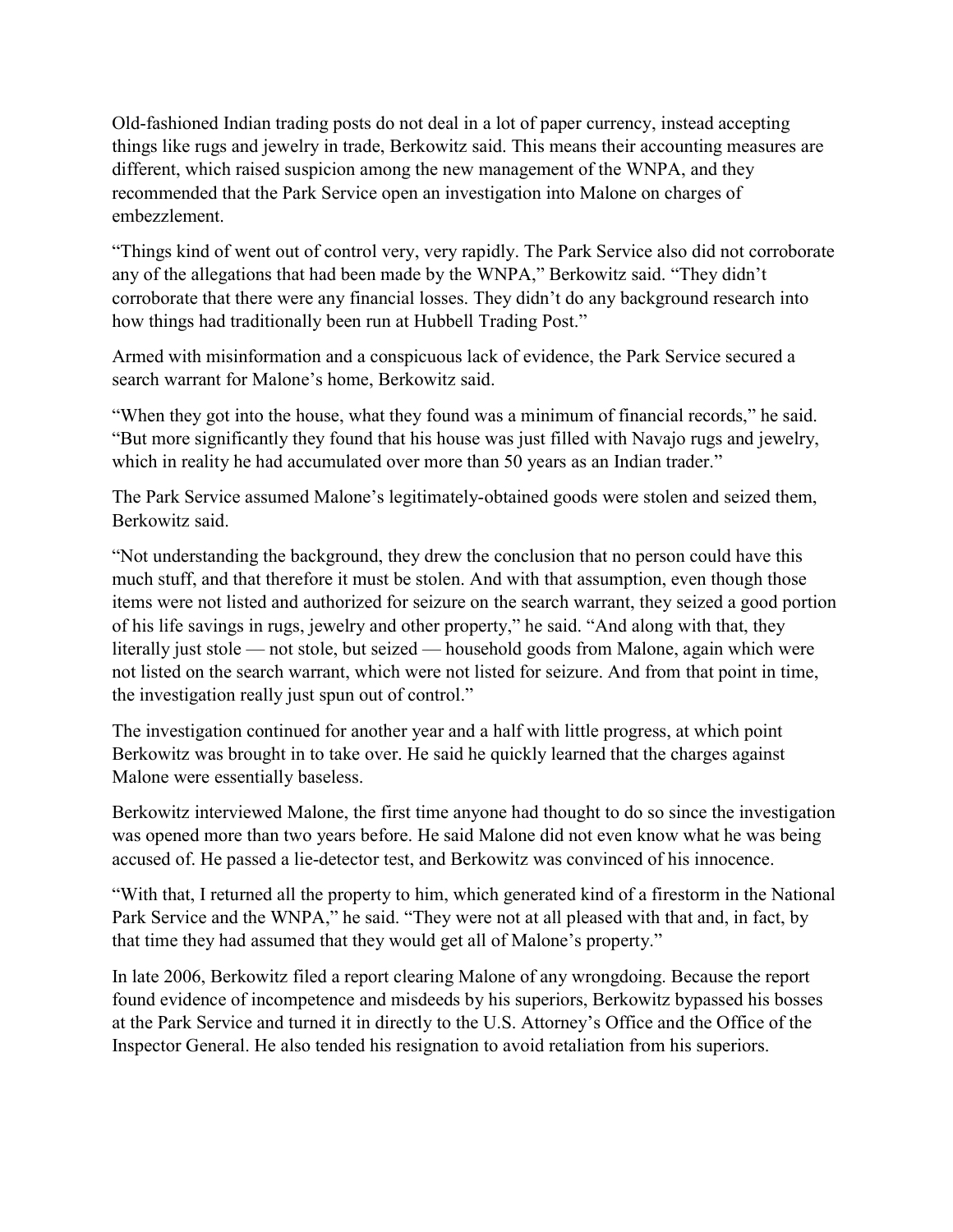Old-fashioned Indian trading posts do not deal in a lot of paper currency, instead accepting things like rugs and jewelry in trade, Berkowitz said. This means their accounting measures are different, which raised suspicion among the new management of the WNPA, and they recommended that the Park Service open an investigation into Malone on charges of embezzlement.

"Things kind of went out of control very, very rapidly. The Park Service also did not corroborate any of the allegations that had been made by the WNPA," Berkowitz said. "They didn't corroborate that there were any financial losses. They didn't do any background research into how things had traditionally been run at Hubbell Trading Post."

Armed with misinformation and a conspicuous lack of evidence, the Park Service secured a search warrant for Malone's home, Berkowitz said.

"When they got into the house, what they found was a minimum of financial records," he said. "But more significantly they found that his house was just filled with Navajo rugs and jewelry, which in reality he had accumulated over more than 50 years as an Indian trader."

The Park Service assumed Malone's legitimately-obtained goods were stolen and seized them, Berkowitz said.

"Not understanding the background, they drew the conclusion that no person could have this much stuff, and that therefore it must be stolen. And with that assumption, even though those items were not listed and authorized for seizure on the search warrant, they seized a good portion of his life savings in rugs, jewelry and other property," he said. "And along with that, they literally just stole — not stole, but seized — household goods from Malone, again which were not listed on the search warrant, which were not listed for seizure. And from that point in time, the investigation really just spun out of control."

The investigation continued for another year and a half with little progress, at which point Berkowitz was brought in to take over. He said he quickly learned that the charges against Malone were essentially baseless.

Berkowitz interviewed Malone, the first time anyone had thought to do so since the investigation was opened more than two years before. He said Malone did not even know what he was being accused of. He passed a lie-detector test, and Berkowitz was convinced of his innocence.

"With that, I returned all the property to him, which generated kind of a firestorm in the National Park Service and the WNPA," he said. "They were not at all pleased with that and, in fact, by that time they had assumed that they would get all of Malone's property."

In late 2006, Berkowitz filed a report clearing Malone of any wrongdoing. Because the report found evidence of incompetence and misdeeds by his superiors, Berkowitz bypassed his bosses at the Park Service and turned it in directly to the U.S. Attorney's Office and the Office of the Inspector General. He also tended his resignation to avoid retaliation from his superiors.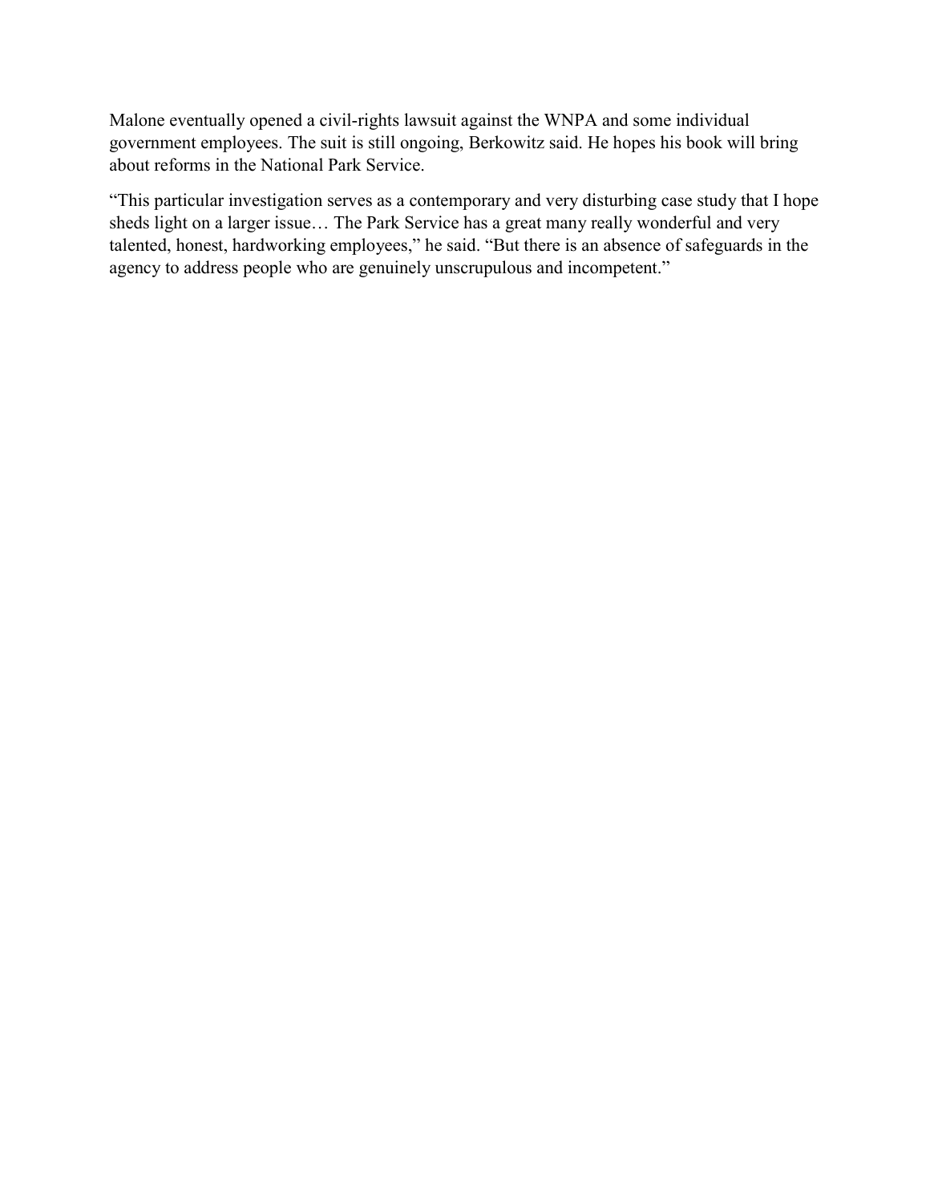Malone eventually opened a civil-rights lawsuit against the WNPA and some individual government employees. The suit is still ongoing, Berkowitz said. He hopes his book will bring about reforms in the National Park Service.

"This particular investigation serves as a contemporary and very disturbing case study that I hope sheds light on a larger issue… The Park Service has a great many really wonderful and very talented, honest, hardworking employees," he said. "But there is an absence of safeguards in the agency to address people who are genuinely unscrupulous and incompetent."